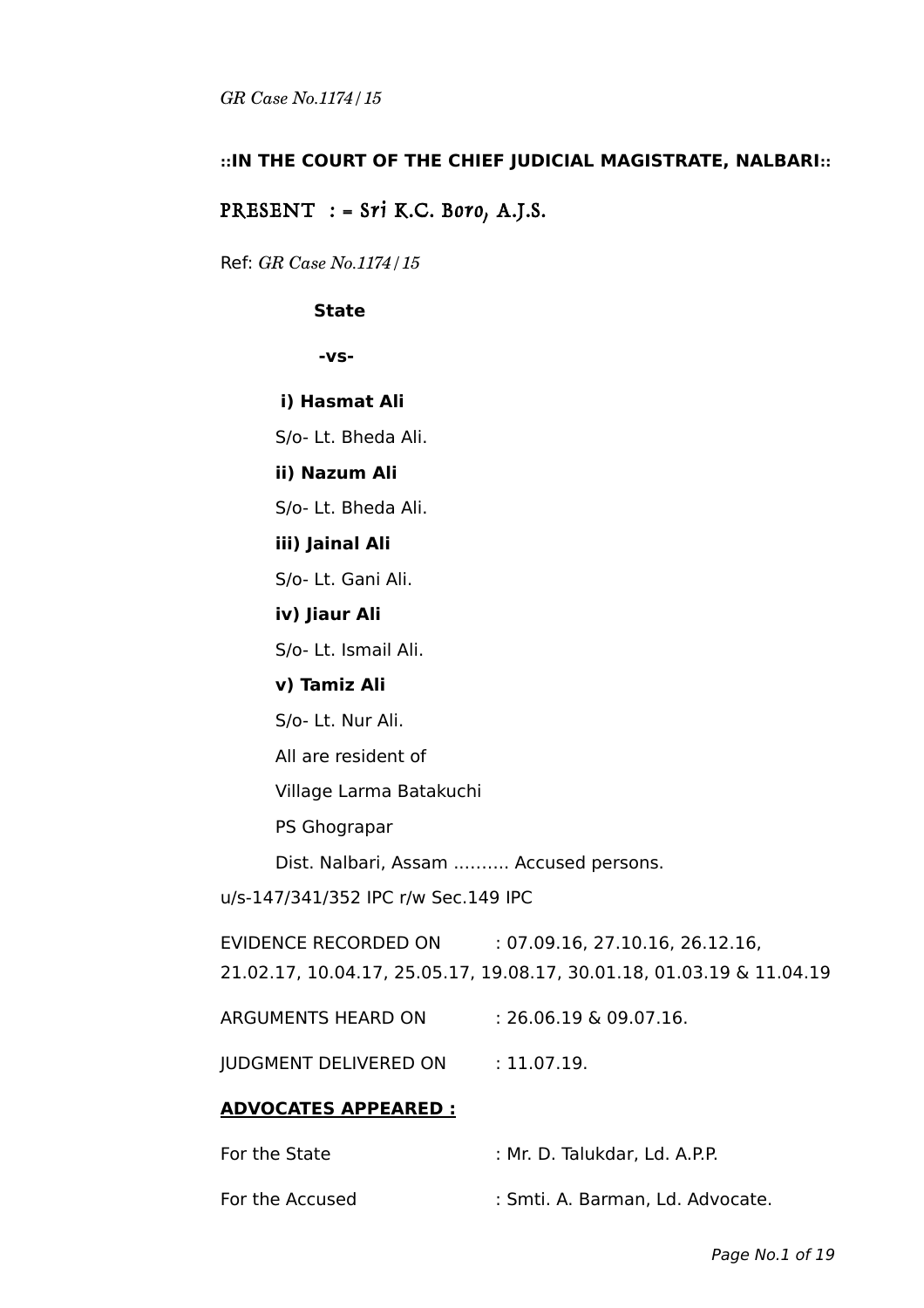*GR Case No.1174/15*

**::IN THE COURT OF THE CHIEF JUDICIAL MAGISTRATE, NALBARI::**

PRESENT : = Sri K.C. Boro, A.J.S.

Ref: *GR Case No.1174/15*

**State**

**-vs-**

**i) Hasmat Ali**

S/o- Lt. Bheda Ali.

**ii) Nazum Ali**

S/o- Lt. Bheda Ali.

**iii) Jainal Ali**

S/o- Lt. Gani Ali.

**iv) Jiaur Ali**

S/o- Lt. Ismail Ali.

**v) Tamiz Ali**

S/o- Lt. Nur Ali.

All are resident of

Village Larma Batakuchi

PS Ghograpar

Dist. Nalbari, Assam .......... Accused persons.

u/s-147/341/352 IPC r/w Sec.149 IPC

EVIDENCE RECORDED ON : 07.09.16, 27.10.16, 26.12.16, 21.02.17, 10.04.17, 25.05.17, 19.08.17, 30.01.18, 01.03.19 & 11.04.19

ARGUMENTS HEARD ON : 26.06.19 & 09.07.16.

JUDGMENT DELIVERED ON : 11.07.19.

**ADVOCATES APPEARED :**

For the State : Mr. D. Talukdar, Ld. A.P.P.

For the Accused : Smti. A. Barman, Ld. Advocate.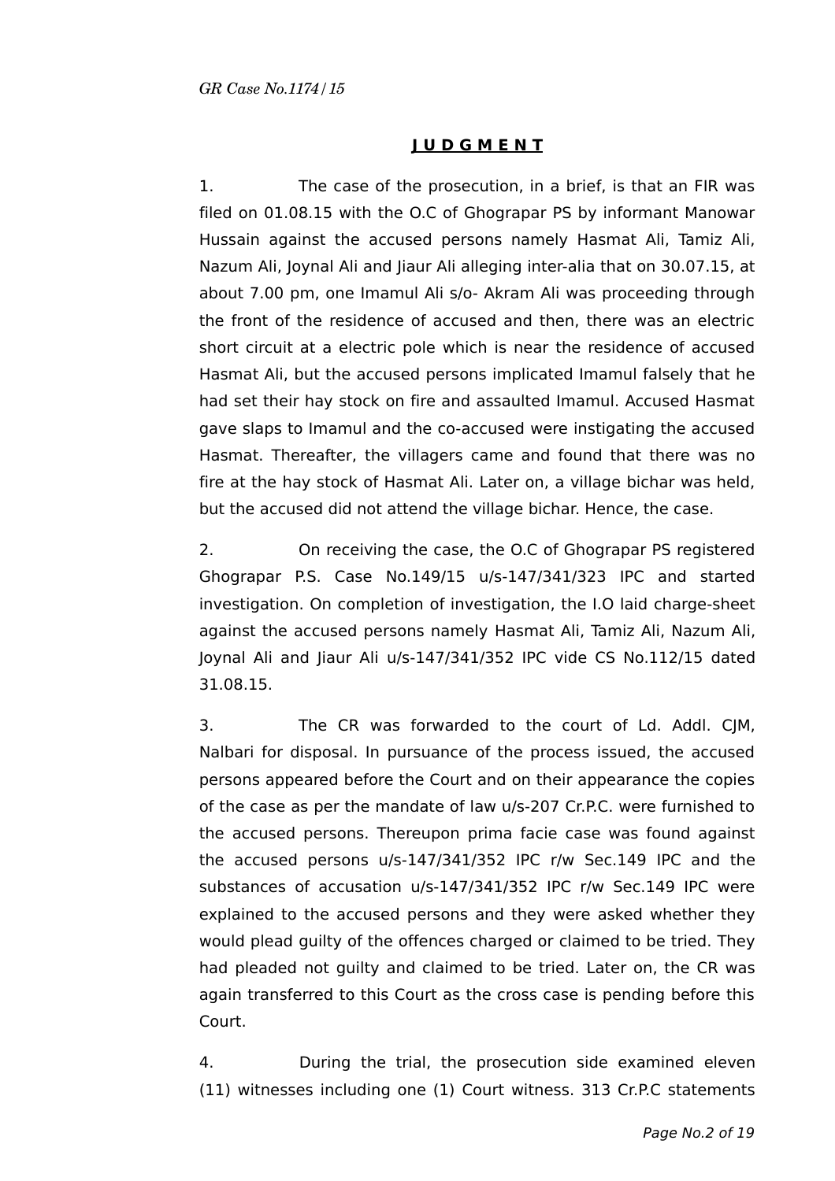**J U D G M E N T**

1. The case of the prosecution, in a brief, is that an FIR was filed on 01.08.15 with the O.C of Ghograpar PS by informant Manowar Hussain against the accused persons namely Hasmat Ali, Tamiz Ali, Nazum Ali, Joynal Ali and Jiaur Ali alleging inter-alia that on 30.07.15, at about 7.00 pm, one Imamul Ali s/o- Akram Ali was proceeding through the front of the residence of accused and then, there was an electric short circuit at a electric pole which is near the residence of accused Hasmat Ali, but the accused persons implicated Imamul falsely that he had set their hay stock on fire and assaulted Imamul. Accused Hasmat gave slaps to Imamul and the co-accused were instigating the accused Hasmat. Thereafter, the villagers came and found that there was no fire at the hay stock of Hasmat Ali. Later on, a village bichar was held, but the accused did not attend the village bichar. Hence, the case.

2. On receiving the case, the O.C of Ghograpar PS registered Ghograpar P.S. Case No.149/15 u/s-147/341/323 IPC and started investigation. On completion of investigation, the I.O laid charge-sheet against the accused persons namely Hasmat Ali, Tamiz Ali, Nazum Ali, Joynal Ali and Jiaur Ali u/s-147/341/352 IPC vide CS No.112/15 dated 31.08.15.

3. The CR was forwarded to the court of Ld. Addl. CJM, Nalbari for disposal. In pursuance of the process issued, the accused persons appeared before the Court and on their appearance the copies of the case as per the mandate of law u/s-207 Cr.P.C. were furnished to the accused persons. Thereupon prima facie case was found against the accused persons u/s-147/341/352 IPC r/w Sec.149 IPC and the substances of accusation u/s-147/341/352 IPC r/w Sec.149 IPC were explained to the accused persons and they were asked whether they would plead guilty of the offences charged or claimed to be tried. They had pleaded not guilty and claimed to be tried. Later on, the CR was again transferred to this Court as the cross case is pending before this Court.

4. During the trial, the prosecution side examined eleven (11) witnesses including one (1) Court witness. 313 Cr.P.C statements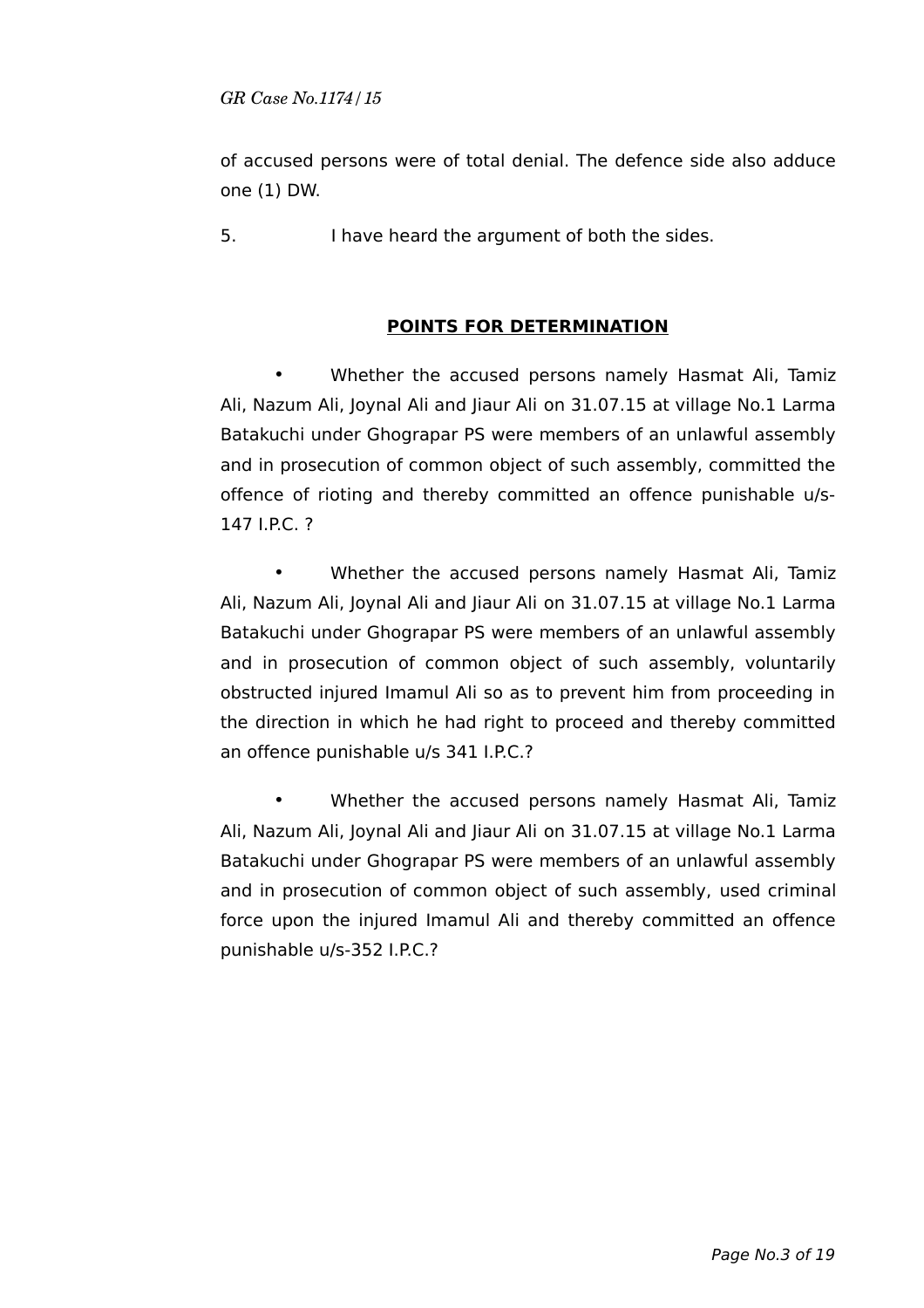of accused persons were of total denial. The defence side also adduce one (1) DW.

5. I have heard the argument of both the sides.

## POINTS FOR DETERMINATION

- Whether the accused persons namely Hasmat Ali, Tamiz Ali, Nazum Ali, Joynal Ali and Jiaur Ali on 31.07.15 at village No.1 Larma Batakuchi under Ghograpar PS were members of an unlawful assembly and in prosecution of common object of such assembly, committed the offence of rioting and thereby committed an offence punishable u/s-147 I.P.C. ?

- Whether the accused persons namely Hasmat Ali, Tamiz Ali, Nazum Ali, Joynal Ali and Jiaur Ali on 31.07.15 at village No.1 Larma Batakuchi under Ghograpar PS were members of an unlawful assembly and in prosecution of common object of such assembly, voluntarily obstructed injured Imamul Ali so as to prevent him from proceeding in the direction in which he had right to proceed and thereby committed an offence punishable u/s 341 I.P.C.?

- Whether the accused persons namely Hasmat Ali, Tamiz Ali, Nazum Ali, Joynal Ali and Jiaur Ali on 31.07.15 at village No.1 Larma Batakuchi under Ghograpar PS were members of an unlawful assembly and in prosecution of common object of such assembly, used criminal force upon the injured Imamul Ali and thereby committed an offence punishable u/s-352 I.P.C.?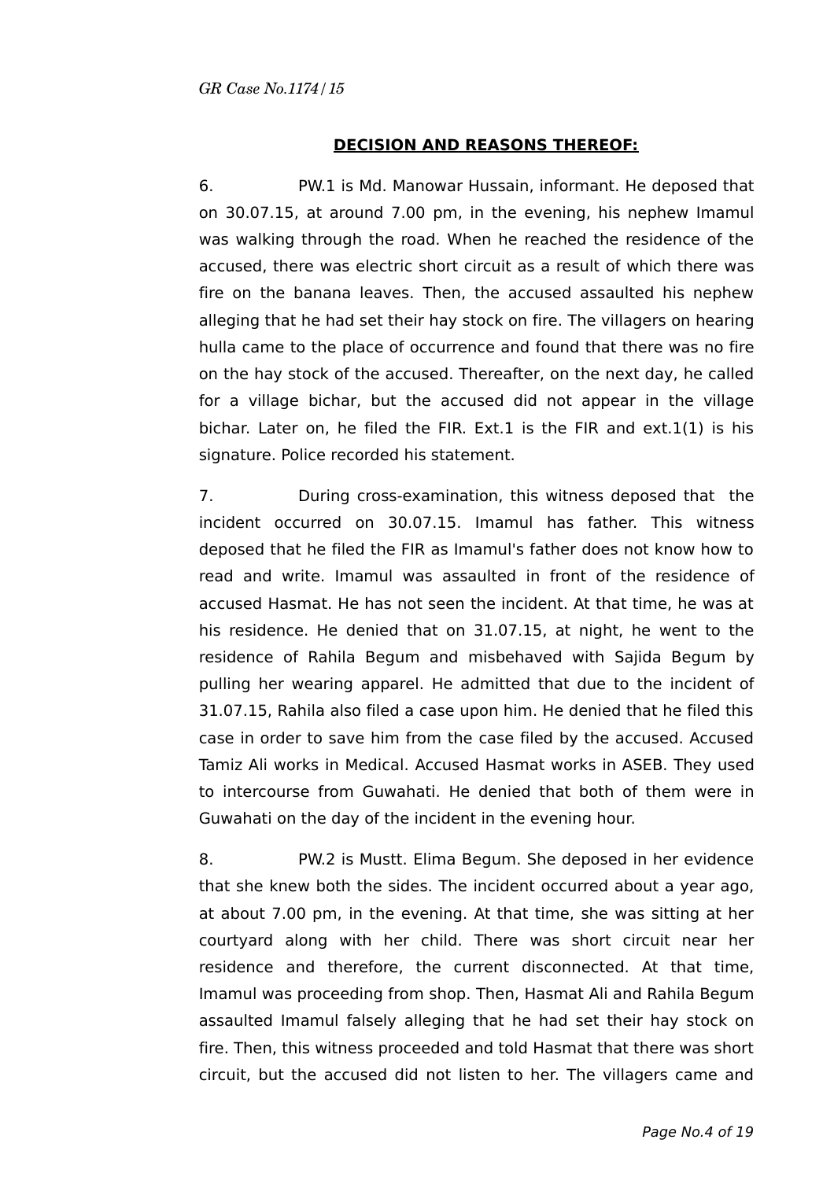## DECISION AND REASONS THEREOF:

6. PW.1 is Md. Manowar Hussain, informant. He deposed that on 30.07.15, at around 7.00 pm, in the evening, his nephew Imamul was walking through the road. When he reached the residence of the accused, there was electric short circuit as a result of which there was fire on the banana leaves. Then, the accused assaulted his nephew alleging that he had set their hay stock on fire. The villagers on hearing hulla came to the place of occurrence and found that there was no fire on the hay stock of the accused. Thereafter, on the next day, he called for a village bichar, but the accused did not appear in the village bichar. Later on, he filed the FIR. Ext.1 is the FIR and ext.1(1) is his signature. Police recorded his statement.

7. During cross-examination, this witness deposed that the incident occurred on 30.07.15. Imamul has father. This witness deposed that he filed the FIR as Imamul's father does not know how to read and write. Imamul was assaulted in front of the residence of accused Hasmat. He has not seen the incident. At that time, he was at his residence. He denied that on 31.07.15, at night, he went to the residence of Rahila Begum and misbehaved with Sajida Begum by pulling her wearing apparel. He admitted that due to the incident of 31.07.15, Rahila also filed a case upon him. He denied that he filed this case in order to save him from the case filed by the accused. Accused Tamiz Ali works in Medical. Accused Hasmat works in ASEB. They used to intercourse from Guwahati. He denied that both of them were in Guwahati on the day of the incident in the evening hour.

8. PW.2 is Mustt. Elima Begum. She deposed in her evidence that she knew both the sides. The incident occurred about a year ago, at about 7.00 pm, in the evening. At that time, she was sitting at her courtyard along with her child. There was short circuit near her residence and therefore, the current disconnected. At that time, Imamul was proceeding from shop. Then, Hasmat Ali and Rahila Begum assaulted Imamul falsely alleging that he had set their hay stock on fire. Then, this witness proceeded and told Hasmat that there was short circuit, but the accused did not listen to her. The villagers came and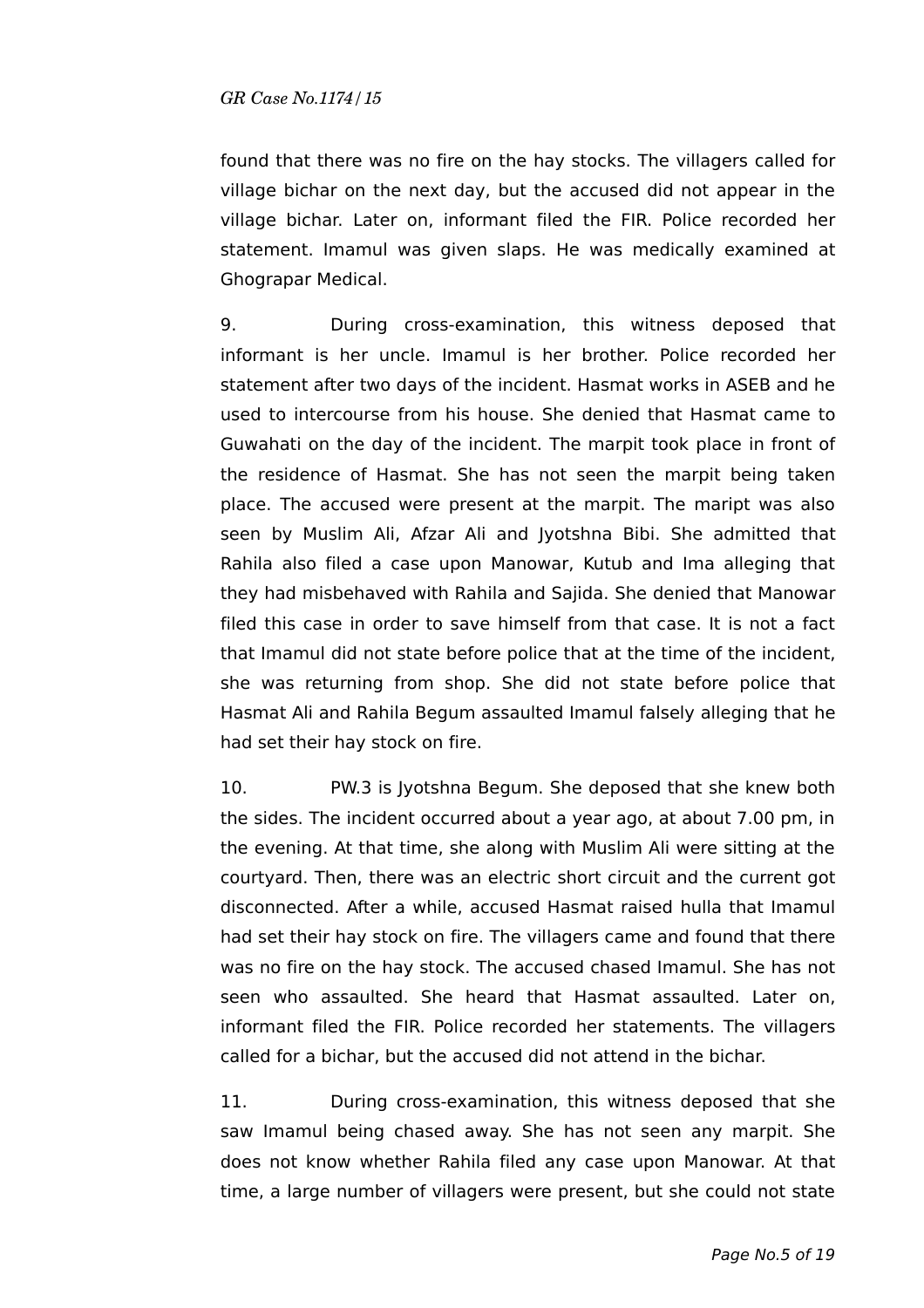found that there was no fire on the hay stocks. The villagers called for village bichar on the next day, but the accused did not appear in the village bichar. Later on, informant filed the FIR. Police recorded her statement. Imamul was given slaps. He was medically examined at Ghograpar Medical.

9. During cross-examination, this witness deposed that informant is her uncle. Imamul is her brother. Police recorded her statement after two days of the incident. Hasmat works in ASEB and he used to intercourse from his house. She denied that Hasmat came to Guwahati on the day of the incident. The marpit took place in front of the residence of Hasmat. She has not seen the marpit being taken place. The accused were present at the marpit. The maript was also seen by Muslim Ali, Afzar Ali and Jyotshna Bibi. She admitted that Rahila also filed a case upon Manowar, Kutub and Ima alleging that they had misbehaved with Rahila and Sajida. She denied that Manowar filed this case in order to save himself from that case. It is not a fact that Imamul did not state before police that at the time of the incident, she was returning from shop. She did not state before police that Hasmat Ali and Rahila Begum assaulted Imamul falsely alleging that he had set their hay stock on fire.

10. PW.3 is Jyotshna Begum. She deposed that she knew both the sides. The incident occurred about a year ago, at about 7.00 pm, in the evening. At that time, she along with Muslim Ali were sitting at the courtyard. Then, there was an electric short circuit and the current got disconnected. After a while, accused Hasmat raised hulla that Imamul had set their hay stock on fire. The villagers came and found that there was no fire on the hay stock. The accused chased Imamul. She has not seen who assaulted. She heard that Hasmat assaulted. Later on, informant filed the FIR. Police recorded her statements. The villagers called for a bichar, but the accused did not attend in the bichar.

11. During cross-examination, this witness deposed that she saw Imamul being chased away. She has not seen any marpit. She does not know whether Rahila filed any case upon Manowar. At that time, a large number of villagers were present, but she could not state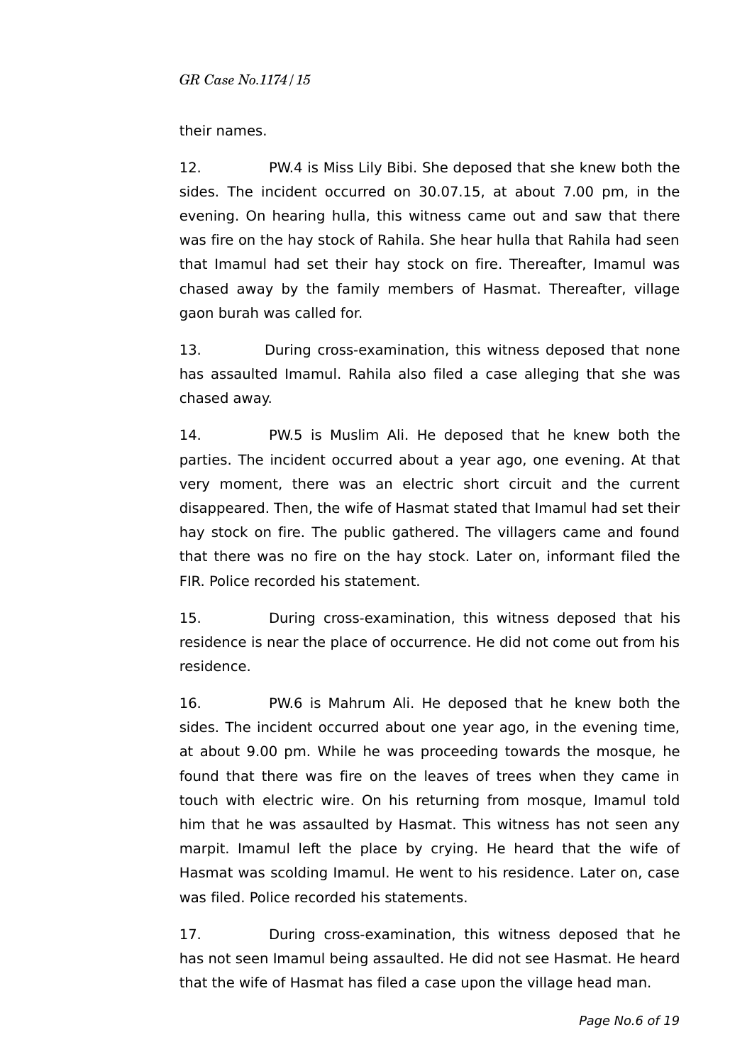their names.

12. PW.4 is Miss Lily Bibi. She deposed that she knew both the sides. The incident occurred on 30.07.15, at about 7.00 pm, in the evening. On hearing hulla, this witness came out and saw that there was fire on the hay stock of Rahila. She hear hulla that Rahila had seen that Imamul had set their hay stock on fire. Thereafter, Imamul was chased away by the family members of Hasmat. Thereafter, village gaon burah was called for.

13. During cross-examination, this witness deposed that none has assaulted Imamul. Rahila also filed a case alleging that she was chased away.

14. PW.5 is Muslim Ali. He deposed that he knew both the parties. The incident occurred about a year ago, one evening. At that very moment, there was an electric short circuit and the current disappeared. Then, the wife of Hasmat stated that Imamul had set their hay stock on fire. The public gathered. The villagers came and found that there was no fire on the hay stock. Later on, informant filed the FIR. Police recorded his statement.

15. During cross-examination, this witness deposed that his residence is near the place of occurrence. He did not come out from his residence.

16. PW.6 is Mahrum Ali. He deposed that he knew both the sides. The incident occurred about one year ago, in the evening time, at about 9.00 pm. While he was proceeding towards the mosque, he found that there was fire on the leaves of trees when they came in touch with electric wire. On his returning from mosque, Imamul told him that he was assaulted by Hasmat. This witness has not seen any marpit. Imamul left the place by crying. He heard that the wife of Hasmat was scolding Imamul. He went to his residence. Later on, case was filed. Police recorded his statements.

17. During cross-examination, this witness deposed that he has not seen Imamul being assaulted. He did not see Hasmat. He heard that the wife of Hasmat has filed a case upon the village head man.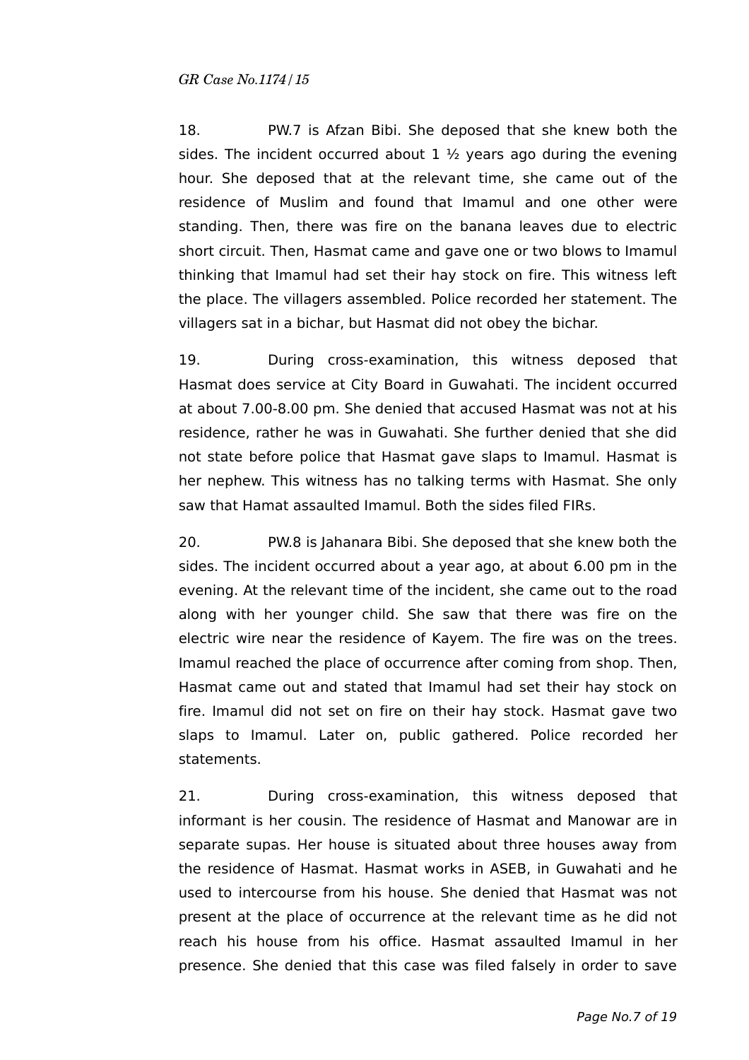18. PW.7 is Afzan Bibi. She deposed that she knew both the sides. The incident occurred about 1 ½ years ago during the evening hour. She deposed that at the relevant time, she came out of the residence of Muslim and found that Imamul and one other were standing. Then, there was fire on the banana leaves due to electric short circuit. Then, Hasmat came and gave one or two blows to Imamul thinking that Imamul had set their hay stock on fire. This witness left the place. The villagers assembled. Police recorded her statement. The villagers sat in a bichar, but Hasmat did not obey the bichar.

19. During cross-examination, this witness deposed that Hasmat does service at City Board in Guwahati. The incident occurred at about 7.00-8.00 pm. She denied that accused Hasmat was not at his residence, rather he was in Guwahati. She further denied that she did not state before police that Hasmat gave slaps to Imamul. Hasmat is her nephew. This witness has no talking terms with Hasmat. She only saw that Hamat assaulted Imamul. Both the sides filed FIRs.

20. PW.8 is Jahanara Bibi. She deposed that she knew both the sides. The incident occurred about a year ago, at about 6.00 pm in the evening. At the relevant time of the incident, she came out to the road along with her younger child. She saw that there was fire on the electric wire near the residence of Kayem. The fire was on the trees. Imamul reached the place of occurrence after coming from shop. Then, Hasmat came out and stated that Imamul had set their hay stock on fire. Imamul did not set on fire on their hay stock. Hasmat gave two slaps to Imamul. Later on, public gathered. Police recorded her statements.

21. During cross-examination, this witness deposed that informant is her cousin. The residence of Hasmat and Manowar are in separate supas. Her house is situated about three houses away from the residence of Hasmat. Hasmat works in ASEB, in Guwahati and he used to intercourse from his house. She denied that Hasmat was not present at the place of occurrence at the relevant time as he did not reach his house from his office. Hasmat assaulted Imamul in her presence. She denied that this case was filed falsely in order to save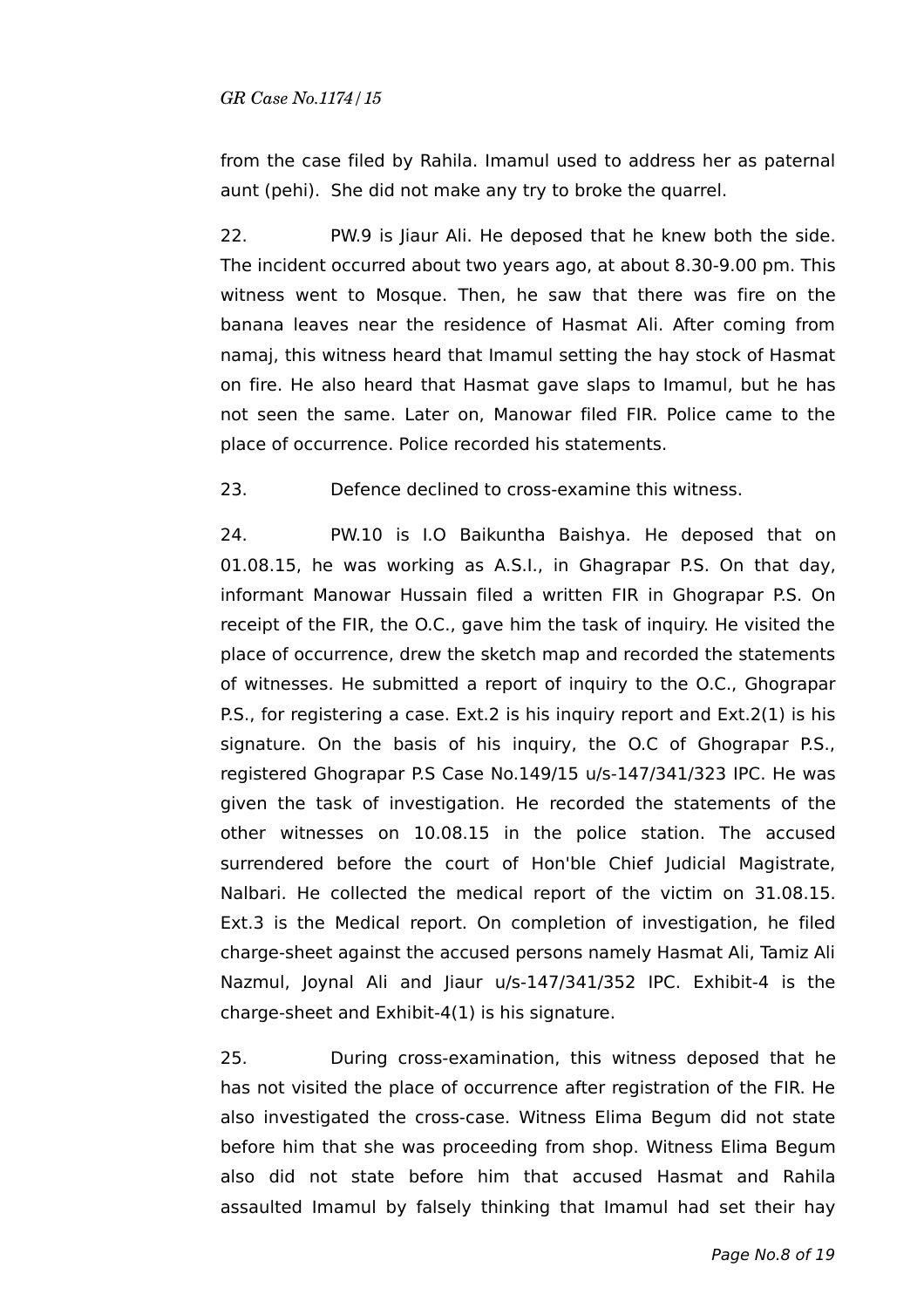from the case filed by Rahila. Imamul used to address her as paternal aunt (pehi). She did not make any try to broke the quarrel.

22. PW.9 is Jiaur Ali. He deposed that he knew both the side. The incident occurred about two years ago, at about 8.30-9.00 pm. This witness went to Mosque. Then, he saw that there was fire on the banana leaves near the residence of Hasmat Ali. After coming from namaj, this witness heard that Imamul setting the hay stock of Hasmat on fire. He also heard that Hasmat gave slaps to Imamul, but he has not seen the same. Later on, Manowar filed FIR. Police came to the place of occurrence. Police recorded his statements.

23. Defence declined to cross-examine this witness.

24. PW.10 is I.O Baikuntha Baishya. He deposed that on 01.08.15, he was working as A.S.I., in Ghagrapar P.S. On that day, informant Manowar Hussain filed a written FIR in Ghograpar P.S. On receipt of the FIR, the O.C., gave him the task of inquiry. He visited the place of occurrence, drew the sketch map and recorded the statements of witnesses. He submitted a report of inquiry to the O.C., Ghograpar P.S., for registering a case. Ext.2 is his inquiry report and Ext.2(1) is his signature. On the basis of his inquiry, the O.C of Ghograpar P.S., registered Ghograpar P.S Case No.149/15 u/s-147/341/323 IPC. He was given the task of investigation. He recorded the statements of the other witnesses on 10.08.15 in the police station. The accused surrendered before the court of Hon'ble Chief Judicial Magistrate, Nalbari. He collected the medical report of the victim on 31.08.15. Ext.3 is the Medical report. On completion of investigation, he filed charge-sheet against the accused persons namely Hasmat Ali, Tamiz Ali Nazmul, Joynal Ali and Jiaur u/s-147/341/352 IPC. Exhibit-4 is the charge-sheet and Exhibit-4(1) is his signature.

25. During cross-examination, this witness deposed that he has not visited the place of occurrence after registration of the FIR. He also investigated the cross-case. Witness Elima Begum did not state before him that she was proceeding from shop. Witness Elima Begum also did not state before him that accused Hasmat and Rahila assaulted Imamul by falsely thinking that Imamul had set their hay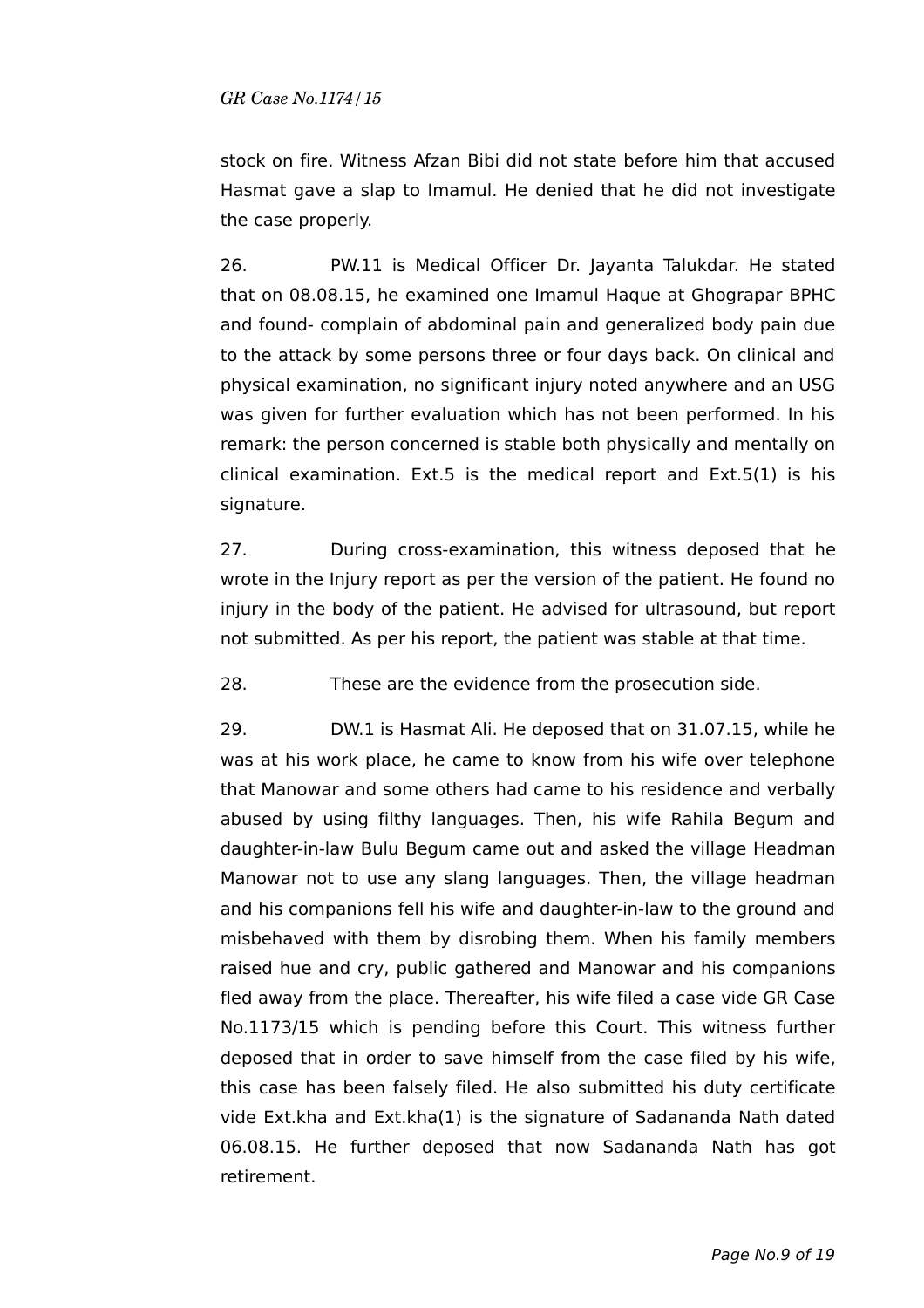stock on fire. Witness Afzan Bibi did not state before him that accused Hasmat gave a slap to Imamul. He denied that he did not investigate the case properly.

26. PW.11 is Medical Officer Dr. Jayanta Talukdar. He stated that on 08.08.15, he examined one Imamul Haque at Ghograpar BPHC and found- complain of abdominal pain and generalized body pain due to the attack by some persons three or four days back. On clinical and physical examination, no significant injury noted anywhere and an USG was given for further evaluation which has not been performed. In his remark: the person concerned is stable both physically and mentally on clinical examination. Ext.5 is the medical report and Ext.5(1) is his signature.

27. During cross-examination, this witness deposed that he wrote in the Injury report as per the version of the patient. He found no injury in the body of the patient. He advised for ultrasound, but report not submitted. As per his report, the patient was stable at that time.

28. These are the evidence from the prosecution side.

29. DW.1 is Hasmat Ali. He deposed that on 31.07.15, while he was at his work place, he came to know from his wife over telephone that Manowar and some others had came to his residence and verbally abused by using filthy languages. Then, his wife Rahila Begum and daughter-in-law Bulu Begum came out and asked the village Headman Manowar not to use any slang languages. Then, the village headman and his companions fell his wife and daughter-in-law to the ground and misbehaved with them by disrobing them. When his family members raised hue and cry, public gathered and Manowar and his companions fled away from the place. Thereafter, his wife filed a case vide GR Case No.1173/15 which is pending before this Court. This witness further deposed that in order to save himself from the case filed by his wife, this case has been falsely filed. He also submitted his duty certificate vide Ext.kha and Ext.kha(1) is the signature of Sadananda Nath dated 06.08.15. He further deposed that now Sadananda Nath has got retirement.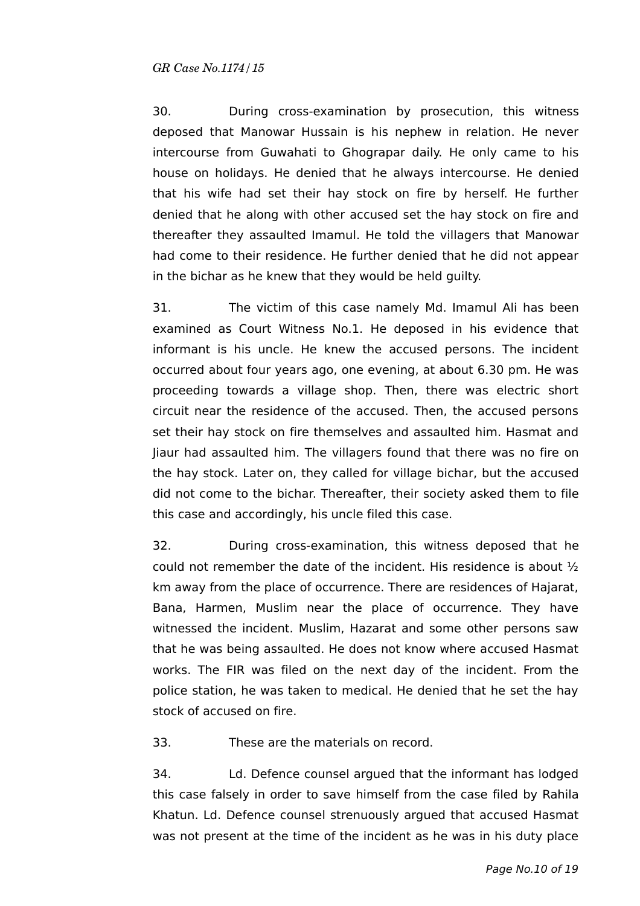30. During cross-examination by prosecution, this witness deposed that Manowar Hussain is his nephew in relation. He never intercourse from Guwahati to Ghograpar daily. He only came to his house on holidays. He denied that he always intercourse. He denied that his wife had set their hay stock on fire by herself. He further denied that he along with other accused set the hay stock on fire and thereafter they assaulted Imamul. He told the villagers that Manowar had come to their residence. He further denied that he did not appear in the bichar as he knew that they would be held guilty.

31. The victim of this case namely Md. Imamul Ali has been examined as Court Witness No.1. He deposed in his evidence that informant is his uncle. He knew the accused persons. The incident occurred about four years ago, one evening, at about 6.30 pm. He was proceeding towards a village shop. Then, there was electric short circuit near the residence of the accused. Then, the accused persons set their hay stock on fire themselves and assaulted him. Hasmat and Jiaur had assaulted him. The villagers found that there was no fire on the hay stock. Later on, they called for village bichar, but the accused did not come to the bichar. Thereafter, their society asked them to file this case and accordingly, his uncle filed this case.

32. During cross-examination, this witness deposed that he could not remember the date of the incident. His residence is about ½ km away from the place of occurrence. There are residences of Hajarat, Bana, Harmen, Muslim near the place of occurrence. They have witnessed the incident. Muslim, Hazarat and some other persons saw that he was being assaulted. He does not know where accused Hasmat works. The FIR was filed on the next day of the incident. From the police station, he was taken to medical. He denied that he set the hay stock of accused on fire.

33. These are the materials on record.

34. Ld. Defence counsel argued that the informant has lodged this case falsely in order to save himself from the case filed by Rahila Khatun. Ld. Defence counsel strenuously argued that accused Hasmat was not present at the time of the incident as he was in his duty place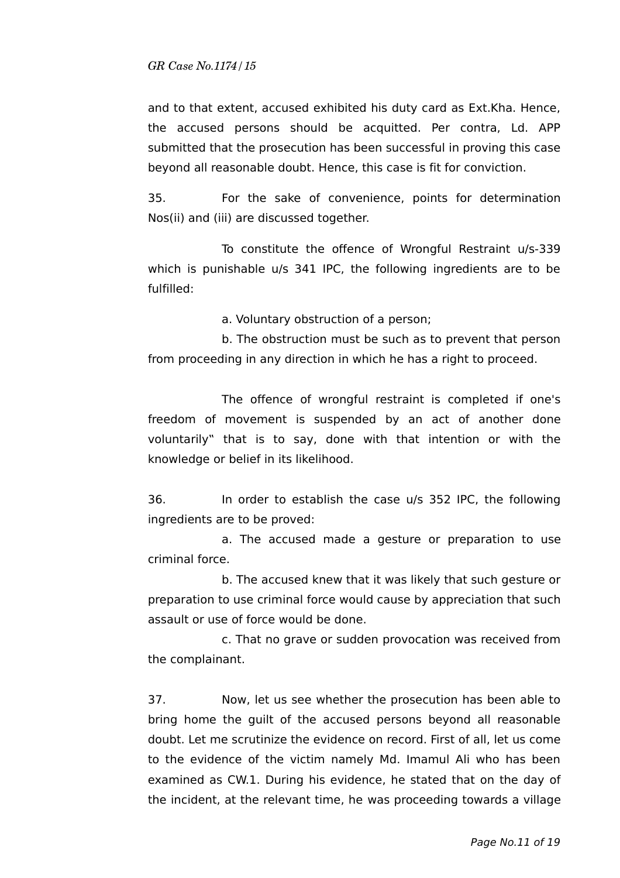and to that extent, accused exhibited his duty card as Ext.Kha. Hence, the accused persons should be acquitted. Per contra, Ld. APP submitted that the prosecution has been successful in proving this case beyond all reasonable doubt. Hence, this case is fit for conviction.

35. For the sake of convenience, points for determination Nos(ii) and (iii) are discussed together.

To constitute the offence of Wrongful Restraint u/s-339 which is punishable u/s 341 IPC, the following ingredients are to be fulfilled:

a. Voluntary obstruction of a person;

b. The obstruction must be such as to prevent that person from proceeding in any direction in which he has a right to proceed.

The offence of wrongful restraint is completed if one's freedom of movement is suspended by an act of another done voluntarily" that is to say, done with that intention or with the knowledge or belief in its likelihood.

36. In order to establish the case u/s 352 IPC, the following ingredients are to be proved:

a. The accused made a gesture or preparation to use criminal force.

b. The accused knew that it was likely that such gesture or preparation to use criminal force would cause by appreciation that such assault or use of force would be done.

c. That no grave or sudden provocation was received from the complainant.

37. Now, let us see whether the prosecution has been able to bring home the guilt of the accused persons beyond all reasonable doubt. Let me scrutinize the evidence on record. First of all, let us come to the evidence of the victim namely Md. Imamul Ali who has been examined as CW.1. During his evidence, he stated that on the day of the incident, at the relevant time, he was proceeding towards a village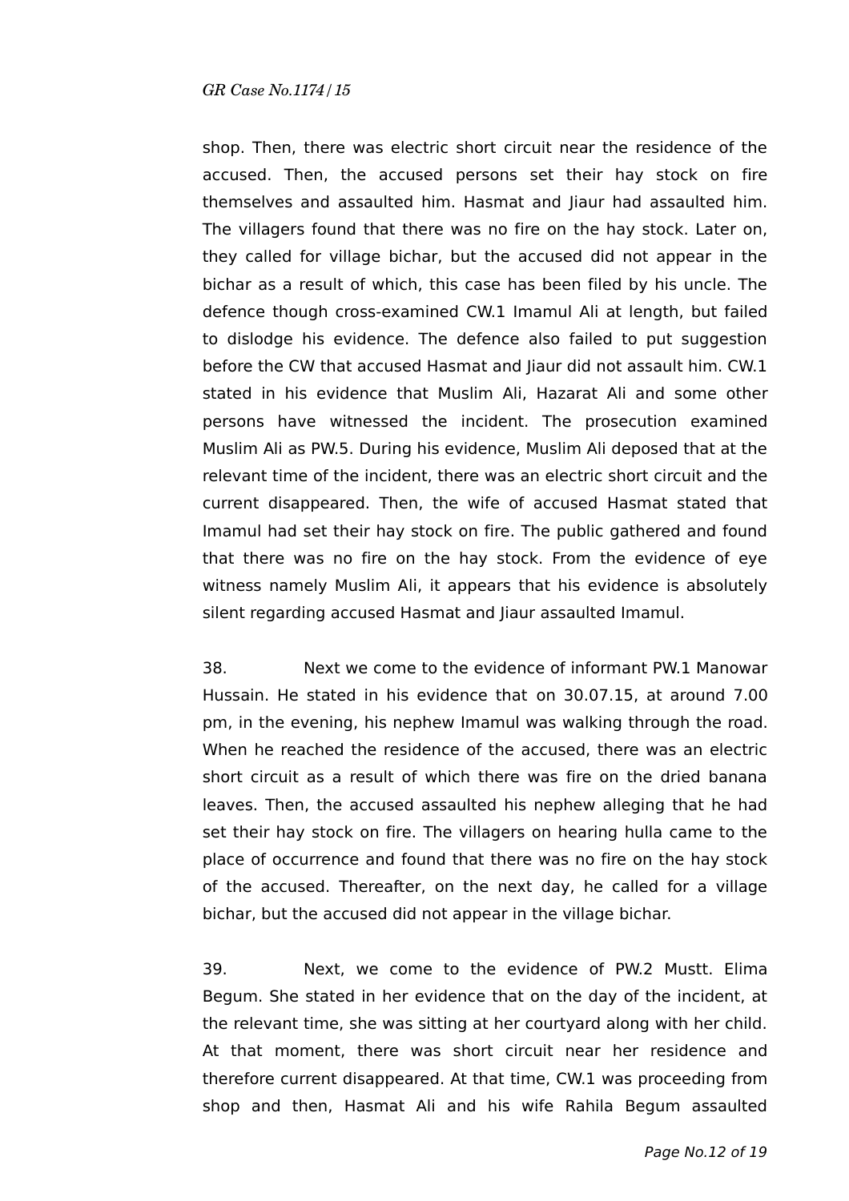shop. Then, there was electric short circuit near the residence of the accused. Then, the accused persons set their hay stock on fire themselves and assaulted him. Hasmat and Jiaur had assaulted him. The villagers found that there was no fire on the hay stock. Later on, they called for village bichar, but the accused did not appear in the bichar as a result of which, this case has been filed by his uncle. The defence though cross-examined CW.1 Imamul Ali at length, but failed to dislodge his evidence. The defence also failed to put suggestion before the CW that accused Hasmat and Jiaur did not assault him. CW.1 stated in his evidence that Muslim Ali, Hazarat Ali and some other persons have witnessed the incident. The prosecution examined Muslim Ali as PW.5. During his evidence, Muslim Ali deposed that at the relevant time of the incident, there was an electric short circuit and the current disappeared. Then, the wife of accused Hasmat stated that Imamul had set their hay stock on fire. The public gathered and found that there was no fire on the hay stock. From the evidence of eye witness namely Muslim Ali, it appears that his evidence is absolutely silent regarding accused Hasmat and Jiaur assaulted Imamul.

38. Next we come to the evidence of informant PW.1 Manowar Hussain. He stated in his evidence that on 30.07.15, at around 7.00 pm, in the evening, his nephew Imamul was walking through the road. When he reached the residence of the accused, there was an electric short circuit as a result of which there was fire on the dried banana leaves. Then, the accused assaulted his nephew alleging that he had set their hay stock on fire. The villagers on hearing hulla came to the place of occurrence and found that there was no fire on the hay stock of the accused. Thereafter, on the next day, he called for a village bichar, but the accused did not appear in the village bichar.

39. Next, we come to the evidence of PW.2 Mustt. Elima Begum. She stated in her evidence that on the day of the incident, at the relevant time, she was sitting at her courtyard along with her child. At that moment, there was short circuit near her residence and therefore current disappeared. At that time, CW.1 was proceeding from shop and then, Hasmat Ali and his wife Rahila Begum assaulted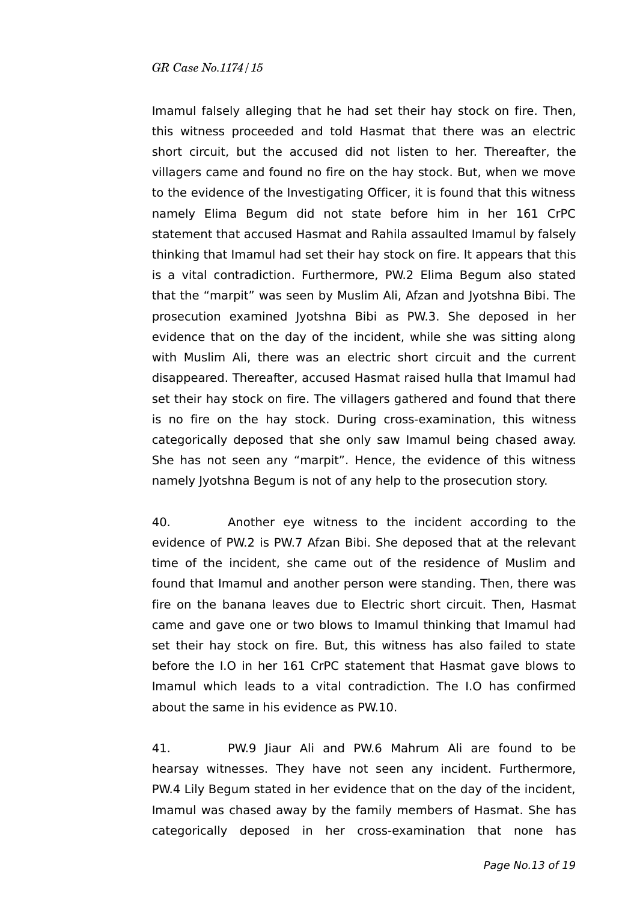Imamul falsely alleging that he had set their hay stock on fire. Then, this witness proceeded and told Hasmat that there was an electric short circuit, but the accused did not listen to her. Thereafter, the villagers came and found no fire on the hay stock. But, when we move to the evidence of the Investigating Officer, it is found that this witness namely Elima Begum did not state before him in her 161 CrPC statement that accused Hasmat and Rahila assaulted Imamul by falsely thinking that Imamul had set their hay stock on fire. It appears that this is a vital contradiction. Furthermore, PW.2 Elima Begum also stated that the "marpit" was seen by Muslim Ali, Afzan and Jyotshna Bibi. The prosecution examined Jyotshna Bibi as PW.3. She deposed in her evidence that on the day of the incident, while she was sitting along with Muslim Ali, there was an electric short circuit and the current disappeared. Thereafter, accused Hasmat raised hulla that Imamul had set their hay stock on fire. The villagers gathered and found that there is no fire on the hay stock. During cross-examination, this witness categorically deposed that she only saw Imamul being chased away. She has not seen any "marpit". Hence, the evidence of this witness namely Jyotshna Begum is not of any help to the prosecution story.

40. Another eye witness to the incident according to the evidence of PW.2 is PW.7 Afzan Bibi. She deposed that at the relevant time of the incident, she came out of the residence of Muslim and found that Imamul and another person were standing. Then, there was fire on the banana leaves due to Electric short circuit. Then, Hasmat came and gave one or two blows to Imamul thinking that Imamul had set their hay stock on fire. But, this witness has also failed to state before the I.O in her 161 CrPC statement that Hasmat gave blows to Imamul which leads to a vital contradiction. The I.O has confirmed about the same in his evidence as PW.10.

41. PW.9 Jiaur Ali and PW.6 Mahrum Ali are found to be hearsay witnesses. They have not seen any incident. Furthermore, PW.4 Lily Begum stated in her evidence that on the day of the incident, Imamul was chased away by the family members of Hasmat. She has categorically deposed in her cross-examination that none has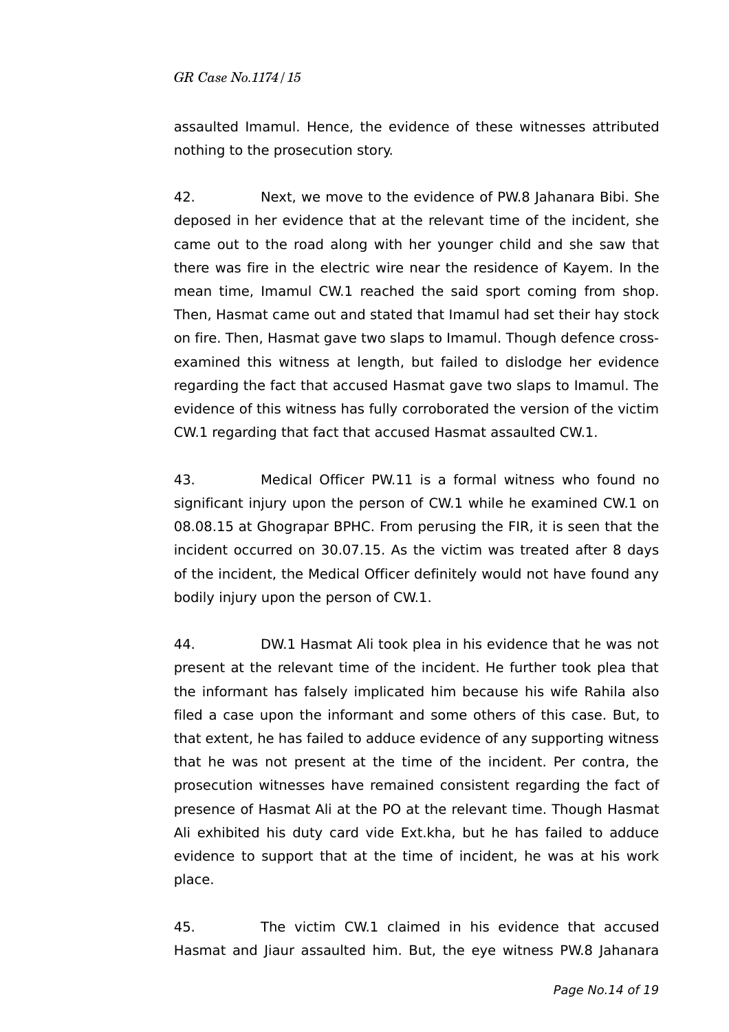assaulted Imamul. Hence, the evidence of these witnesses attributed nothing to the prosecution story.

42. Next, we move to the evidence of PW.8 Jahanara Bibi. She deposed in her evidence that at the relevant time of the incident, she came out to the road along with her younger child and she saw that there was fire in the electric wire near the residence of Kayem. In the mean time, Imamul CW.1 reached the said sport coming from shop. Then, Hasmat came out and stated that Imamul had set their hay stock on fire. Then, Hasmat gave two slaps to Imamul. Though defence cross-examined this witness at length, but failed to dislodge her evidence regarding the fact that accused Hasmat gave two slaps to Imamul. The evidence of this witness has fully corroborated the version of the victim CW.1 regarding that fact that accused Hasmat assaulted CW.1.

43. Medical Officer PW.11 is a formal witness who found no significant injury upon the person of CW.1 while he examined CW.1 on 08.08.15 at Ghograpar BPHC. From perusing the FIR, it is seen that the incident occurred on 30.07.15. As the victim was treated after 8 days of the incident, the Medical Officer definitely would not have found any bodily injury upon the person of CW.1.

44. DW.1 Hasmat Ali took plea in his evidence that he was not present at the relevant time of the incident. He further took plea that the informant has falsely implicated him because his wife Rahila also filed a case upon the informant and some others of this case. But, to that extent, he has failed to adduce evidence of any supporting witness that he was not present at the time of the incident. Per contra, the prosecution witnesses have remained consistent regarding the fact of presence of Hasmat Ali at the PO at the relevant time. Though Hasmat Ali exhibited his duty card vide Ext.kha, but he has failed to adduce evidence to support that at the time of incident, he was at his work place.

45. The victim CW.1 claimed in his evidence that accused Hasmat and Jiaur assaulted him. But, the eye witness PW.8 Jahanara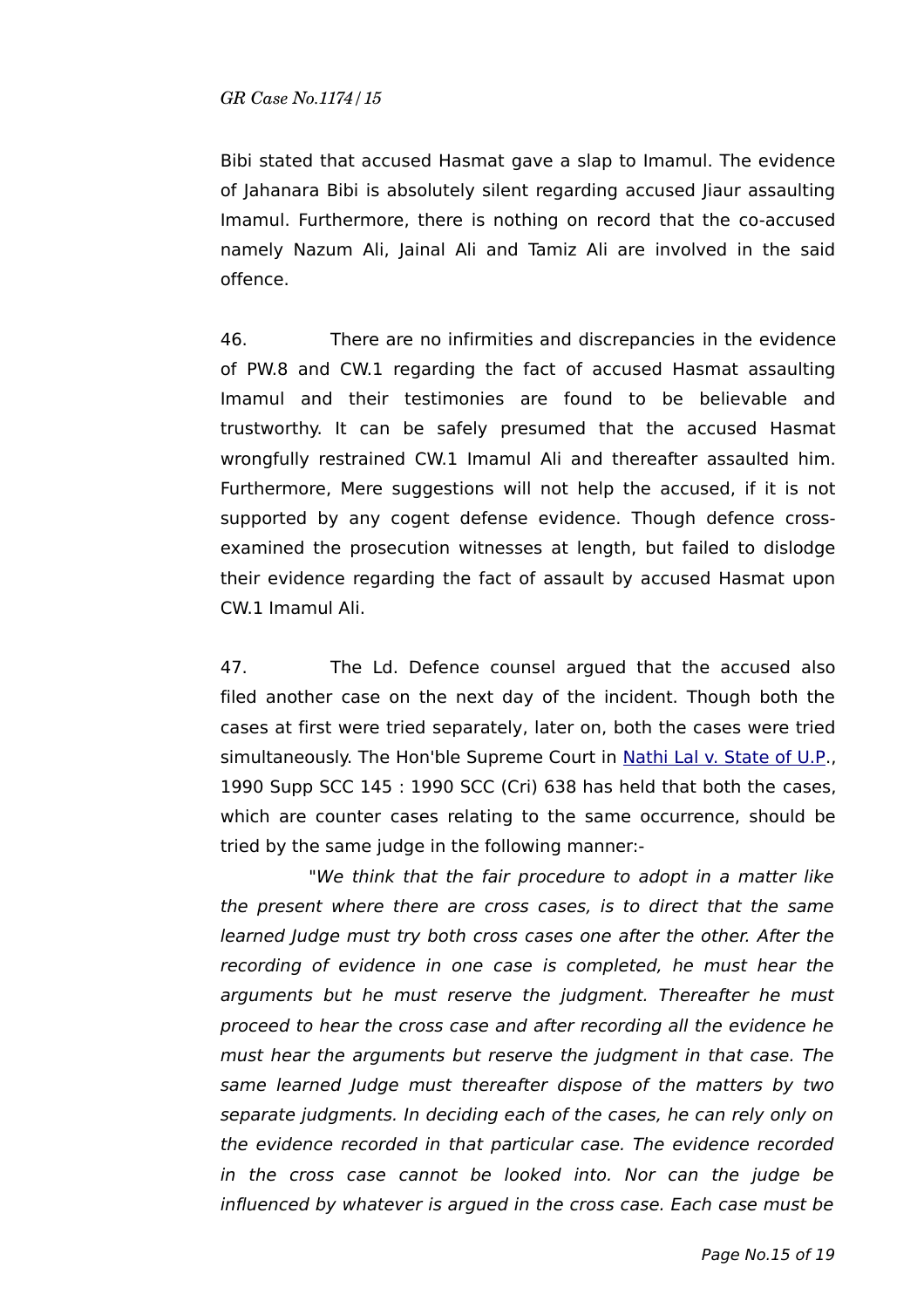Bibi stated that accused Hasmat gave a slap to Imamul. The evidence of Jahanara Bibi is absolutely silent regarding accused Jiaur assaulting Imamul. Furthermore, there is nothing on record that the co-accused namely Nazum Ali, Jainal Ali and Tamiz Ali are involved in the said offence.

46. There are no infirmities and discrepancies in the evidence of PW.8 and CW.1 regarding the fact of accused Hasmat assaulting Imamul and their testimonies are found to be believable and trustworthy. It can be safely presumed that the accused Hasmat wrongfully restrained CW.1 Imamul Ali and thereafter assaulted him. Furthermore, Mere suggestions will not help the accused, if it is not supported by any cogent defense evidence. Though defence cross-examined the prosecution witnesses at length, but failed to dislodge their evidence regarding the fact of assault by accused Hasmat upon CW.1 Imamul Ali.

47. The Ld. Defence counsel argued that the accused also filed another case on the next day of the incident. Though both the cases at first were tried separately, later on, both the cases were tried simultaneously. The Hon'ble Supreme Court in Nathi Lal v. State of U.P., 1990 Supp SCC 145 : 1990 SCC (Cri) 638 has held that both the cases, which are counter cases relating to the same occurrence, should be tried by the same judge in the following manner:-

*"We think that the fair procedure to adopt in a matter like the present where there are cross cases, is to direct that the same learned Judge must try both cross cases one after the other. After the recording of evidence in one case is completed, he must hear the arguments but he must reserve the judgment. Thereafter he must proceed to hear the cross case and after recording all the evidence he must hear the arguments but reserve the judgment in that case. The same learned Judge must thereafter dispose of the matters by two separate judgments. In deciding each of the cases, he can rely only on the evidence recorded in that particular case. The evidence recorded in the cross case cannot be looked into. Nor can the judge be influenced by whatever is argued in the cross case. Each case must be*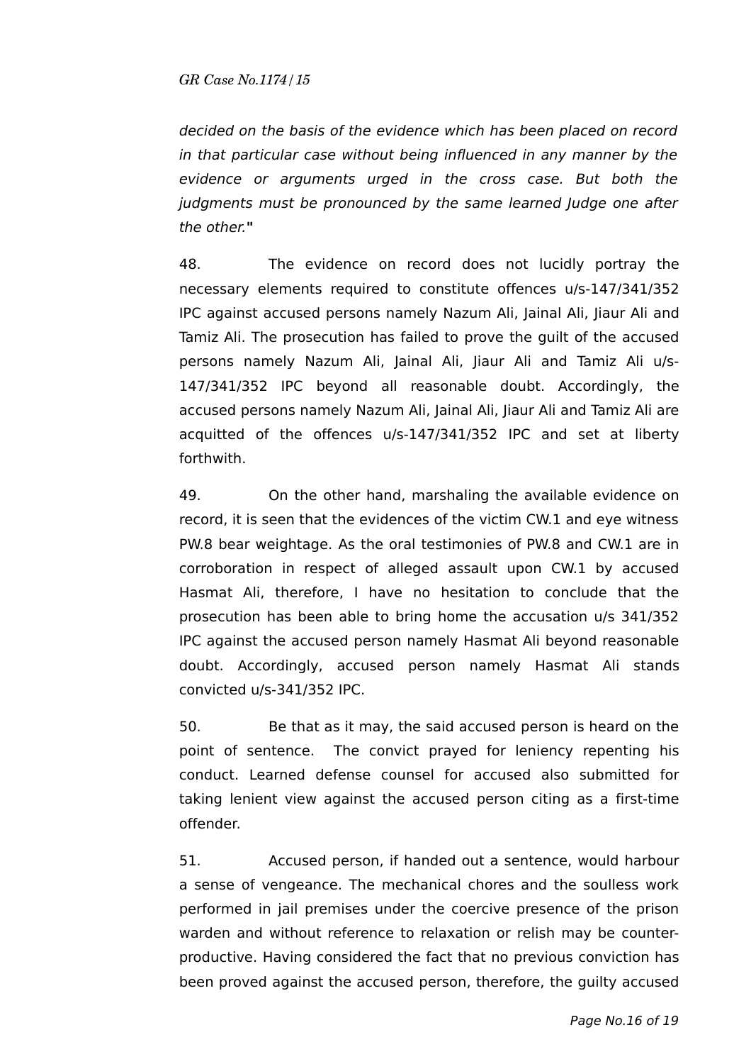*decided on the basis of the evidence which has been placed on record in that particular case without being influenced in any manner by the evidence or arguments urged in the cross case. But both the judgments must be pronounced by the same learned Judge one after the other.*"

48. The evidence on record does not lucidly portray the necessary elements required to constitute offences u/s-147/341/352 IPC against accused persons namely Nazum Ali, Jainal Ali, Jiaur Ali and Tamiz Ali. The prosecution has failed to prove the guilt of the accused persons namely Nazum Ali, Jainal Ali, Jiaur Ali and Tamiz Ali u/s-147/341/352 IPC beyond all reasonable doubt. Accordingly, the accused persons namely Nazum Ali, Jainal Ali, Jiaur Ali and Tamiz Ali are acquitted of the offences u/s-147/341/352 IPC and set at liberty forthwith.

49. On the other hand, marshaling the available evidence on record, it is seen that the evidences of the victim CW.1 and eye witness PW.8 bear weightage. As the oral testimonies of PW.8 and CW.1 are in corroboration in respect of alleged assault upon CW.1 by accused Hasmat Ali, therefore, I have no hesitation to conclude that the prosecution has been able to bring home the accusation u/s 341/352 IPC against the accused person namely Hasmat Ali beyond reasonable doubt. Accordingly, accused person namely Hasmat Ali stands convicted u/s-341/352 IPC.

50. Be that as it may, the said accused person is heard on the point of sentence. The convict prayed for leniency repenting his conduct. Learned defense counsel for accused also submitted for taking lenient view against the accused person citing as a first-time offender.

51. Accused person, if handed out a sentence, would harbour a sense of vengeance. The mechanical chores and the soulless work performed in jail premises under the coercive presence of the prison warden and without reference to relaxation or relish may be counter-productive. Having considered the fact that no previous conviction has been proved against the accused person, therefore, the guilty accused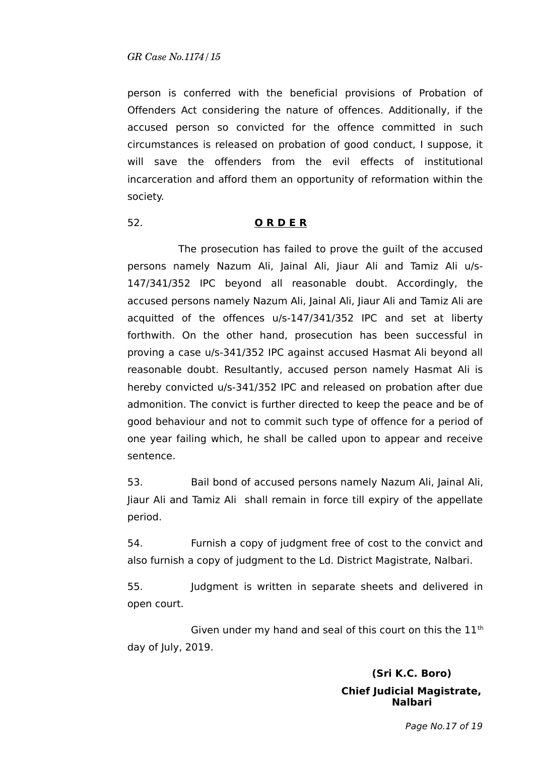person is conferred with the beneficial provisions of Probation of Offenders Act considering the nature of offences. Additionally, if the accused person so convicted for the offence committed in such circumstances is released on probation of good conduct, I suppose, it will save the offenders from the evil effects of institutional incarceration and afford them an opportunity of reformation within the society.

52. **O R D E R**

The prosecution has failed to prove the guilt of the accused persons namely Nazum Ali, Jainal Ali, Jiaur Ali and Tamiz Ali u/s-147/341/352 IPC beyond all reasonable doubt. Accordingly, the accused persons namely Nazum Ali, Jainal Ali, Jiaur Ali and Tamiz Ali are acquitted of the offences u/s-147/341/352 IPC and set at liberty forthwith. On the other hand, prosecution has been successful in proving a case u/s-341/352 IPC against accused Hasmat Ali beyond all reasonable doubt. Resultantly, accused person namely Hasmat Ali is hereby convicted u/s-341/352 IPC and released on probation after due admonition. The convict is further directed to keep the peace and be of good behaviour and not to commit such type of offence for a period of one year failing which, he shall be called upon to appear and receive sentence.

53. Bail bond of accused persons namely Nazum Ali, Jainal Ali, Jiaur Ali and Tamiz Ali shall remain in force till expiry of the appellate period.

54. Furnish a copy of judgment free of cost to the convict and also furnish a copy of judgment to the Ld. District Magistrate, Nalbari.

55. Judgment is written in separate sheets and delivered in open court.

Given under my hand and seal of this court on this the 11th day of July, 2019.

**(Sri K.C. Boro)**
**Chief Judicial Magistrate, Nalbari**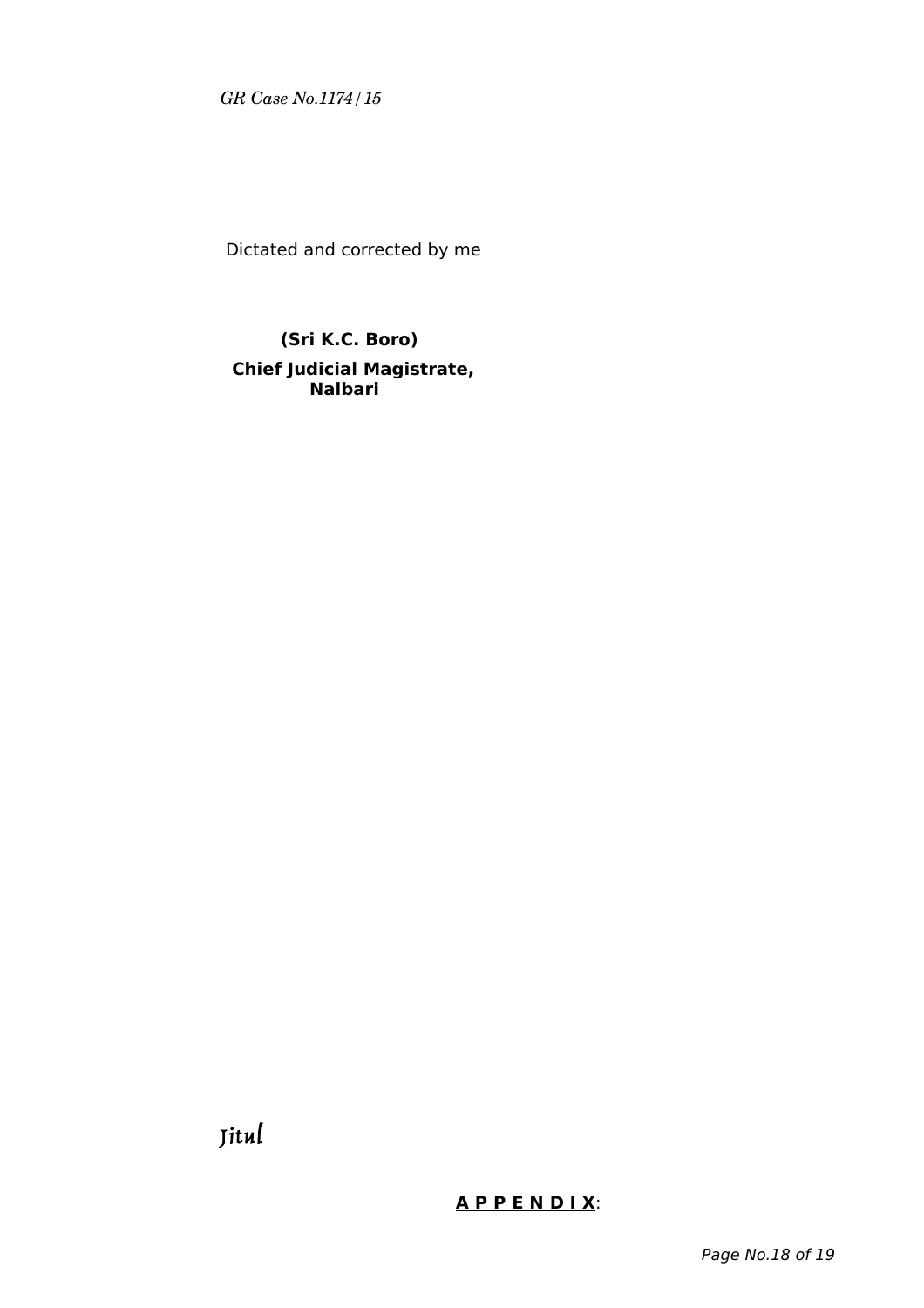Dictated and corrected by me

**(Sri K.C. Boro)**
**Chief Judicial Magistrate,**
**Nalbari**

Jitul

**A P P E N D I X**: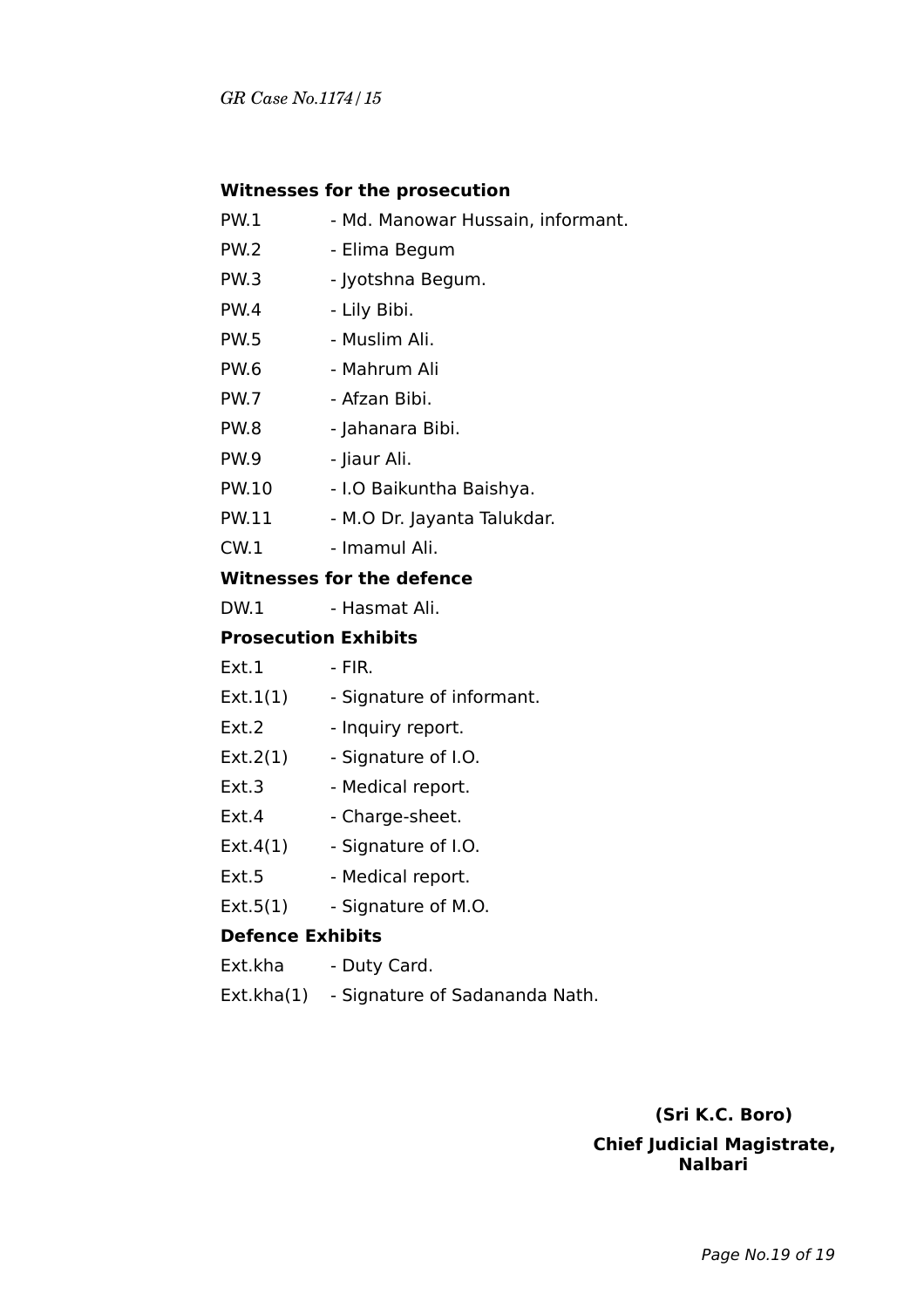**Witnesses for the prosecution**

PW.1 - Md. Manowar Hussain, informant.

PW.2 - Elima Begum

PW.3 - Jyotshna Begum.

PW.4 - Lily Bibi.

PW.5 - Muslim Ali.

PW.6 - Mahrum Ali

PW.7 - Afzan Bibi.

PW.8 - Jahanara Bibi.

PW.9 - Jiaur Ali.

PW.10 - I.O Baikuntha Baishya.

PW.11 - M.O Dr. Jayanta Talukdar.

CW.1 - Imamul Ali.

**Witnesses for the defence**

DW.1 - Hasmat Ali.

**Prosecution Exhibits**

Ext.1 - FIR.

Ext.1(1) - Signature of informant.

Ext.2 - Inquiry report.

Ext.2(1) - Signature of I.O.

Ext.3 - Medical report.

Ext.4 - Charge-sheet.

Ext.4(1) - Signature of I.O.

Ext.5 - Medical report.

Ext.5(1) - Signature of M.O.

**Defence Exhibits**

Ext.kha - Duty Card.

Ext.kha(1) - Signature of Sadananda Nath.

**(Sri K.C. Boro)**

**Chief Judicial Magistrate, Nalbari**